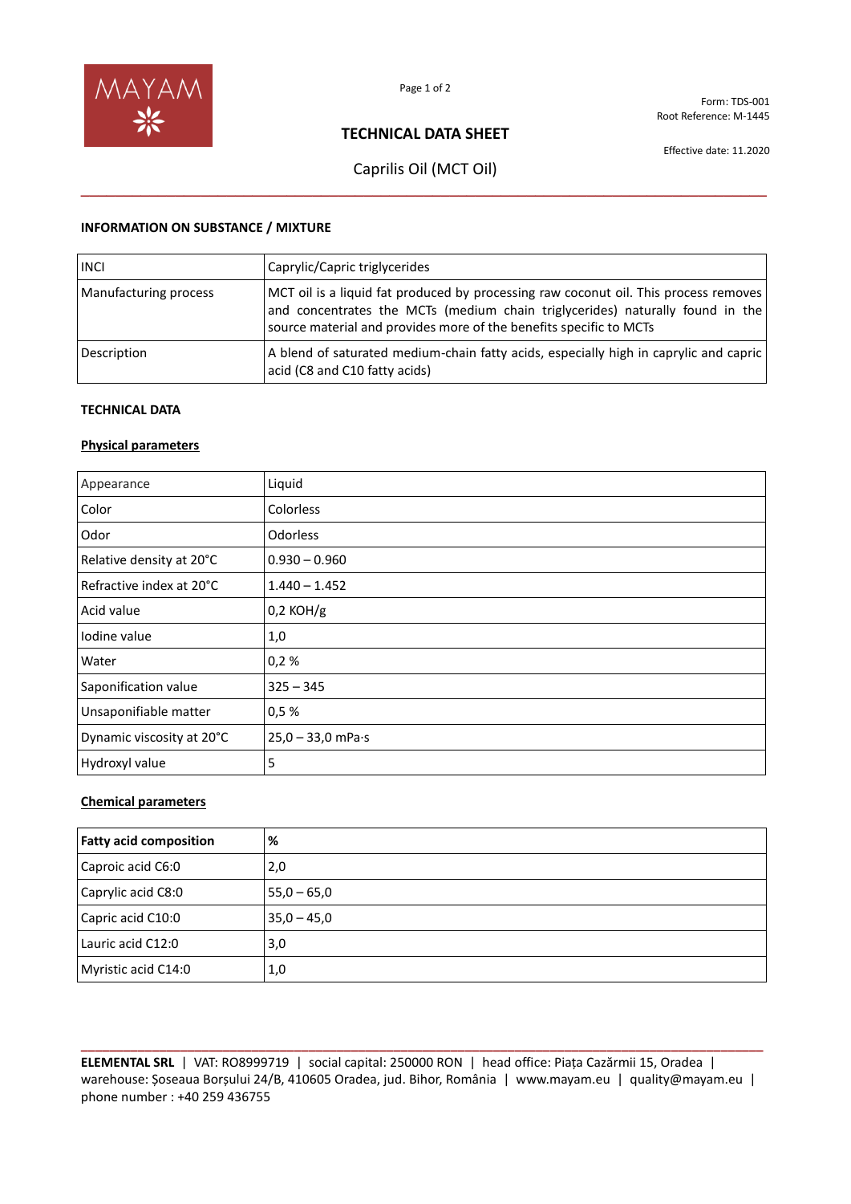Form: TDS-001
Root Reference: M-1445

# TECHNICAL DATA SHEET

Effective date: 11.2020

## Caprilis Oil (MCT Oil)

### INFORMATION ON SUBSTANCE / MIXTURE

| | |
|---|---|
| INCI | Caprylic/Capric triglycerides |
| Manufacturing process | MCT oil is a liquid fat produced by processing raw coconut oil. This process removes and concentrates the MCTs (medium chain triglycerides) naturally found in the source material and provides more of the benefits specific to MCTs |
| Description | A blend of saturated medium-chain fatty acids, especially high in caprylic and capric acid (C8 and C10 fatty acids) |

### TECHNICAL DATA

**Physical parameters**

| | |
|---|---|
| Appearance | Liquid |
| Color | Colorless |
| Odor | Odorless |
| Relative density at 20°C | 0.930 – 0.960 |
| Refractive index at 20°C | 1.440 – 1.452 |
| Acid value | 0,2 KOH/g |
| Iodine value | 1,0 |
| Water | 0,2 % |
| Saponification value | 325 – 345 |
| Unsaponifiable matter | 0,5 % |
| Dynamic viscosity at 20°C | 25,0 – 33,0 mPa·s |
| Hydroxyl value | 5 |

**Chemical parameters**

| Fatty acid composition | % |
|---|---|
| Caproic acid C6:0 | 2,0 |
| Caprylic acid C8:0 | 55,0 – 65,0 |
| Capric acid C10:0 | 35,0 – 45,0 |
| Lauric acid C12:0 | 3,0 |
| Myristic acid C14:0 | 1,0 |

**ELEMENTAL SRL** | VAT: RO8999719 | social capital: 250000 RON | head office: Piața Cazărmii 15, Oradea | warehouse: Șoseaua Borșului 24/B, 410605 Oradea, jud. Bihor, România | www.mayam.eu | quality@mayam.eu | phone number : +40 259 436755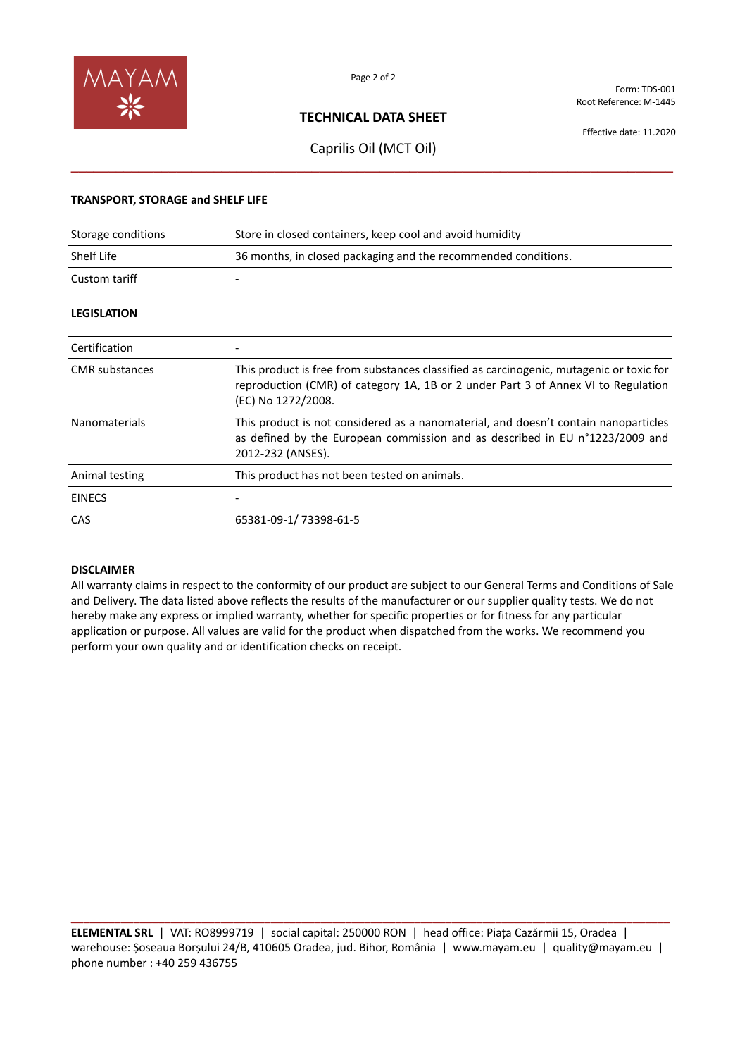## TRANSPORT, STORAGE and SHELF LIFE

| | |
|---|---|
| Storage conditions | Store in closed containers, keep cool and avoid humidity |
| Shelf Life | 36 months, in closed packaging and the recommended conditions. |
| Custom tariff | - |

## LEGISLATION

| | |
|---|---|
| Certification | - |
| CMR substances | This product is free from substances classified as carcinogenic, mutagenic or toxic for reproduction (CMR) of category 1A, 1B or 2 under Part 3 of Annex VI to Regulation (EC) No 1272/2008. |
| Nanomaterials | This product is not considered as a nanomaterial, and doesn't contain nanoparticles as defined by the European commission and as described in EU n°1223/2009 and 2012-232 (ANSES). |
| Animal testing | This product has not been tested on animals. |
| EINECS | - |
| CAS | 65381-09-1/ 73398-61-5 |

## DISCLAIMER

All warranty claims in respect to the conformity of our product are subject to our General Terms and Conditions of Sale and Delivery. The data listed above reflects the results of the manufacturer or our supplier quality tests. We do not hereby make any express or implied warranty, whether for specific properties or for fitness for any particular application or purpose. All values are valid for the product when dispatched from the works. We recommend you perform your own quality and or identification checks on receipt.